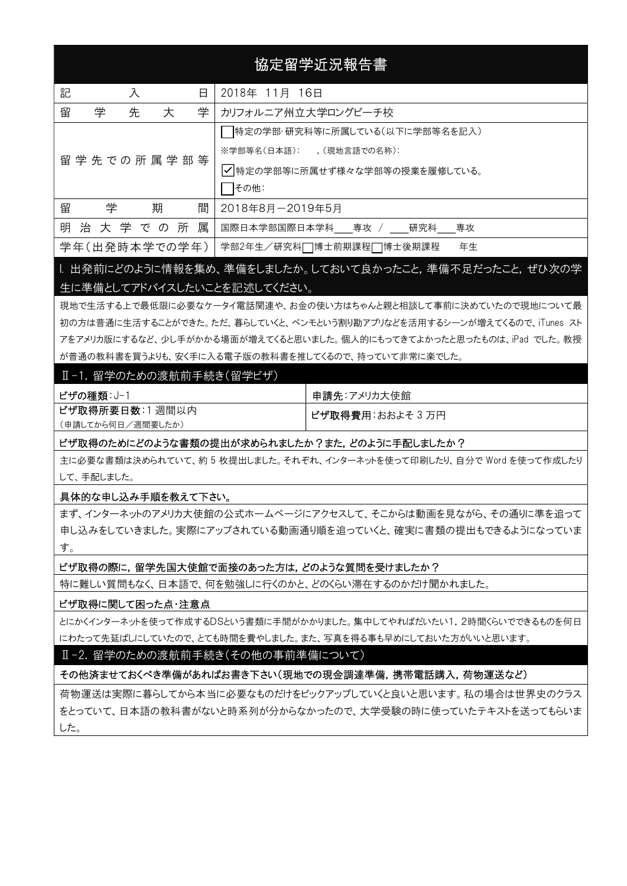# 協定留学近況報告書

| 記入日 | 2018年 11月 16日 |
|---|---|
| 留学先大学 | カリフォルニア州立大学ロングビーチ校 |
| 留学先での所属学部等 | ☐特定の学部･研究科等に所属している(以下に学部等名を記入)<br>※学部等名(日本語): ,(現地言語での名称):<br>☑特定の学部等に所属せず様々な学部等の授業を履修している。<br>☐その他: |
| 留学期間 | 2018年8月－2019年5月 |
| 明治大学での所属 | 国際日本学部国際日本学科____専攻 / ____研究科____専攻 |
| 学年(出発時本学での学年) | 学部2年生／研究科☐博士前期課程☐博士後期課程　　年生 |

## Ⅰ. 出発前にどのように情報を集め、準備をしましたか。しておいて良かったこと，準備不足だったこと，ぜひ次の学生に準備としてアドバイスしたいことを記述してください。

現地で生活する上で最低限に必要なケータイ電話関連や、お金の使い方はちゃんと親と相談して事前に決めていたので現地について最初の方は普通に生活することができた。ただ、暮らしていくと、ベンモという割り勘アプリなどを活用するシーンが増えてくるので、iTunes ストアをアメリカ版にするなど、少し手がかかる場面が増えてくると思いました。個人的にもってきてよかったと思ったものは、iPad でした。教授が普通の教科書を買うよりも、安く手に入る電子版の教科書を推してくるので、持っていて非常に楽でした。

## Ⅱ-1. 留学のための渡航前手続き(留学ビザ)

| **ビザの種類**:J-1 | **申請先**:アメリカ大使館 |
|---|---|
| **ビザ取得所要日数**:1 週間以内<br>(申請してから何日／週間要したか) | **ビザ取得費用**:おおよそ 3 万円 |

**ビザ取得のためにどのような書類の提出が求められましたか？また，どのように手配しましたか？**

主に必要な書類は決められていて、約 5 枚提出しました。それぞれ、インターネットを使って印刷したり、自分で Word を使って作成したりして、手配しました。

**具体的な申し込み手順を教えて下さい。**

まず、インターネットのアメリカ大使館の公式ホームページにアクセスして、そこからは動画を見ながら、その通りに準を追って申し込みをしていきました。実際にアップされている動画通り順を追っていくと、確実に書類の提出もできるようになっています。

**ビザ取得の際に，留学先国大使館で面接のあった方は，どのような質問を受けましたか？**

特に難しい質問もなく、日本語で、何を勉強しに行くのかと、どのくらい滞在するのかだけ聞かれました。

**ビザ取得に関して困った点･注意点**

とにかくインターネットを使って作成するDSという書類に手間がかかりました。集中してやればだいたい1，2時間くらいでできるものを何日にわたって先延ばしにしていたので、とても時間を費やしました。また、写真を得る事も早めにしておいた方がいいと思います。

## Ⅱ-2. 留学のための渡航前手続き(その他の事前準備について)

**その他済ませておくべき準備があればお書き下さい(現地での現金調達準備，携帯電話購入，荷物運送など)**

荷物運送は実際に暮らしてから本当に必要なものだけをピックアップしていくと良いと思います。私の場合は世界史のクラスをとっていて、日本語の教科書がないと時系列が分からなかったので、大学受験の時に使っていたテキストを送ってもらいました。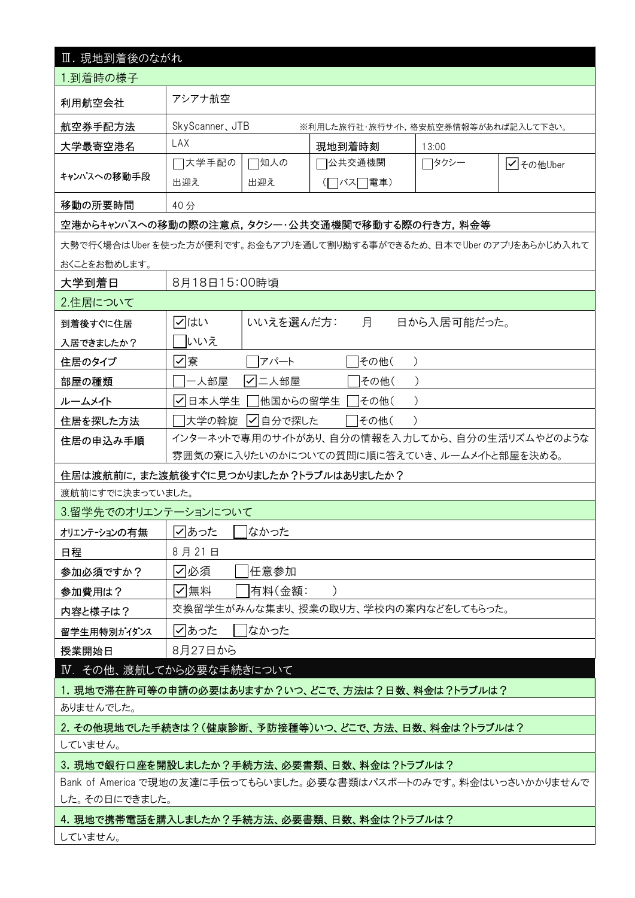## Ⅲ. 現地到着後のながれ

### 1.到着時の様子

| 利用航空会社 | アシアナ航空 | | | | |
|---|---|---|---|---|---|
| 航空券手配方法 | SkyScanner、JTB　※利用した旅行社･旅行サイト，格安航空券情報等があれば記入して下さい。 | | | | |
| 大学最寄空港名 | LAX | | 現地到着時刻 | 13:00 | |
| キャンパスへの移動手段 | □大学手配の出迎え | □知人の出迎え | □公共交通機関（□バス□電車） | □タクシー | ☑その他Uber |
| 移動の所要時間 | 40 分 | | | | |

**空港からキャンパスへの移動の際の注意点，タクシー・公共交通機関で移動する際の行き方，料金等**

大勢で行く場合はUberを使った方が便利です。お金もアプリを通して割り勘する事ができるため、日本でUberのアプリをあらかじめ入れておくことをお勧めします。

| 大学到着日 | 8月18日15:00時頃 |
|---|---|

### 2.住居について

| 到着後すぐに住居入居できましたか？ | ☑はい □いいえ | いいえを選んだ方：　月　日から入居可能だった。 |
|---|---|---|
| 住居のタイプ | ☑寮　□アパート　□その他（　） | |
| 部屋の種類 | □一人部屋　☑二人部屋　□その他（　） | |
| ルームメイト | ☑日本人学生　□他国からの留学生　□その他（　） | |
| 住居を探した方法 | □大学の斡旋　☑自分で探した　□その他（　） | |
| 住居の申込み手順 | インターネットで専用のサイトがあり、自分の情報を入力してから、自分の生活リズムやどのような雰囲気の寮に入りたいのかについての質問に順に答えていき、ルームメイトと部屋を決める。 | |

**住居は渡航前に，また渡航後すぐに見つかりましたか？トラブルはありましたか？**

渡航前にすでに決まっていました。

### 3.留学先でのオリエンテーションについて

| オリエンテーションの有無 | ☑あった　□なかった |
|---|---|
| 日程 | 8 月 21 日 |
| 参加必須ですか？ | ☑必須　□任意参加 |
| 参加費用は？ | ☑無料　□有料（金額：　） |
| 内容と様子は？ | 交換留学生がみんな集まり、授業の取り方、学校内の案内などをしてもらった。 |
| 留学生用特別ガイダンス | ☑あった　□なかった |
| 授業開始日 | 8月27日から |

## Ⅳ. その他、渡航してから必要な手続きについて

**1. 現地で滞在許可等の申請の必要はありますか？いつ、どこで、方法は？日数、料金は？トラブルは？**

ありませんでした。

**2. その他現地でした手続きは？（健康診断、予防接種等）いつ、どこで、方法、日数、料金は？トラブルは？**

していません。

**3. 現地で銀行口座を開設しましたか？手続方法、必要書類、日数、料金は？トラブルは？**

Bank of America で現地の友達に手伝ってもらいました。必要な書類はパスポートのみです。料金はいっさいかかりませんでした。その日にできました。

**4. 現地で携帯電話を購入しましたか？手続方法、必要書類、日数、料金は？トラブルは？**

していません。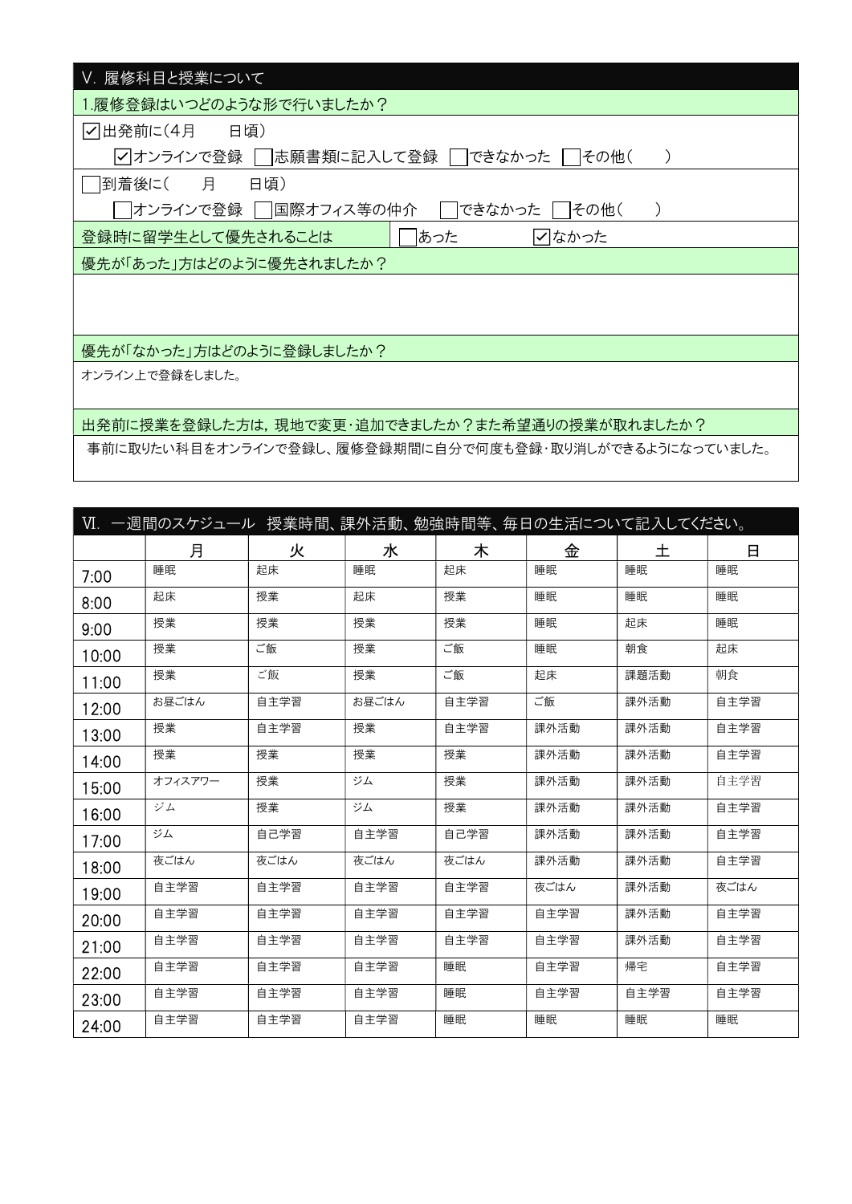## V. 履修科目と授業について

**1.履修登録はいつどのような形で行いましたか？**

☑出発前に（4月　　日頃）

☑オンラインで登録　□志願書類に記入して登録　□できなかった　□その他（　　）

□到着後に（　　月　　日頃）

□オンラインで登録　□国際オフィス等の仲介　□できなかった　□その他（　　）

| 登録時に留学生として優先されることは | □あった | ☑なかった |
|---|---|---|

**優先が「あった」方はどのように優先されましたか？**

**優先が「なかった」方はどのように登録しましたか？**

オンライン上で登録をしました。

**出発前に授業を登録した方は，現地で変更・追加できましたか？また希望通りの授業が取れましたか？**

事前に取りたい科目をオンラインで登録し、履修登録期間に自分で何度も登録・取り消しができるようになっていました。

## VI. 一週間のスケジュール　授業時間、課外活動、勉強時間等、毎日の生活について記入してください。

| | 月 | 火 | 水 | 木 | 金 | 土 | 日 |
|---|---|---|---|---|---|---|---|
| 7:00 | 睡眠 | 起床 | 睡眠 | 起床 | 睡眠 | 睡眠 | 睡眠 |
| 8:00 | 起床 | 授業 | 起床 | 授業 | 睡眠 | 睡眠 | 睡眠 |
| 9:00 | 授業 | 授業 | 授業 | 授業 | 睡眠 | 起床 | 睡眠 |
| 10:00 | 授業 | ご飯 | 授業 | ご飯 | 睡眠 | 朝食 | 起床 |
| 11:00 | 授業 | ご飯 | 授業 | ご飯 | 起床 | 課題活動 | 朝食 |
| 12:00 | お昼ごはん | 自主学習 | お昼ごはん | 自主学習 | ご飯 | 課外活動 | 自主学習 |
| 13:00 | 授業 | 自主学習 | 授業 | 自主学習 | 課外活動 | 課外活動 | 自主学習 |
| 14:00 | 授業 | 授業 | 授業 | 授業 | 課外活動 | 課外活動 | 自主学習 |
| 15:00 | オフィスアワー | 授業 | ジム | 授業 | 課外活動 | 課外活動 | 自主学習 |
| 16:00 | ジム | 授業 | ジム | 授業 | 課外活動 | 課外活動 | 自主学習 |
| 17:00 | ジム | 自己学習 | 自主学習 | 自己学習 | 課外活動 | 課外活動 | 自主学習 |
| 18:00 | 夜ごはん | 夜ごはん | 夜ごはん | 夜ごはん | 課外活動 | 課外活動 | 自主学習 |
| 19:00 | 自主学習 | 自主学習 | 自主学習 | 自主学習 | 夜ごはん | 課外活動 | 夜ごはん |
| 20:00 | 自主学習 | 自主学習 | 自主学習 | 自主学習 | 自主学習 | 課外活動 | 自主学習 |
| 21:00 | 自主学習 | 自主学習 | 自主学習 | 自主学習 | 自主学習 | 課外活動 | 自主学習 |
| 22:00 | 自主学習 | 自主学習 | 自主学習 | 睡眠 | 自主学習 | 帰宅 | 自主学習 |
| 23:00 | 自主学習 | 自主学習 | 自主学習 | 睡眠 | 自主学習 | 自主学習 | 自主学習 |
| 24:00 | 自主学習 | 自主学習 | 自主学習 | 睡眠 | 睡眠 | 睡眠 | 睡眠 |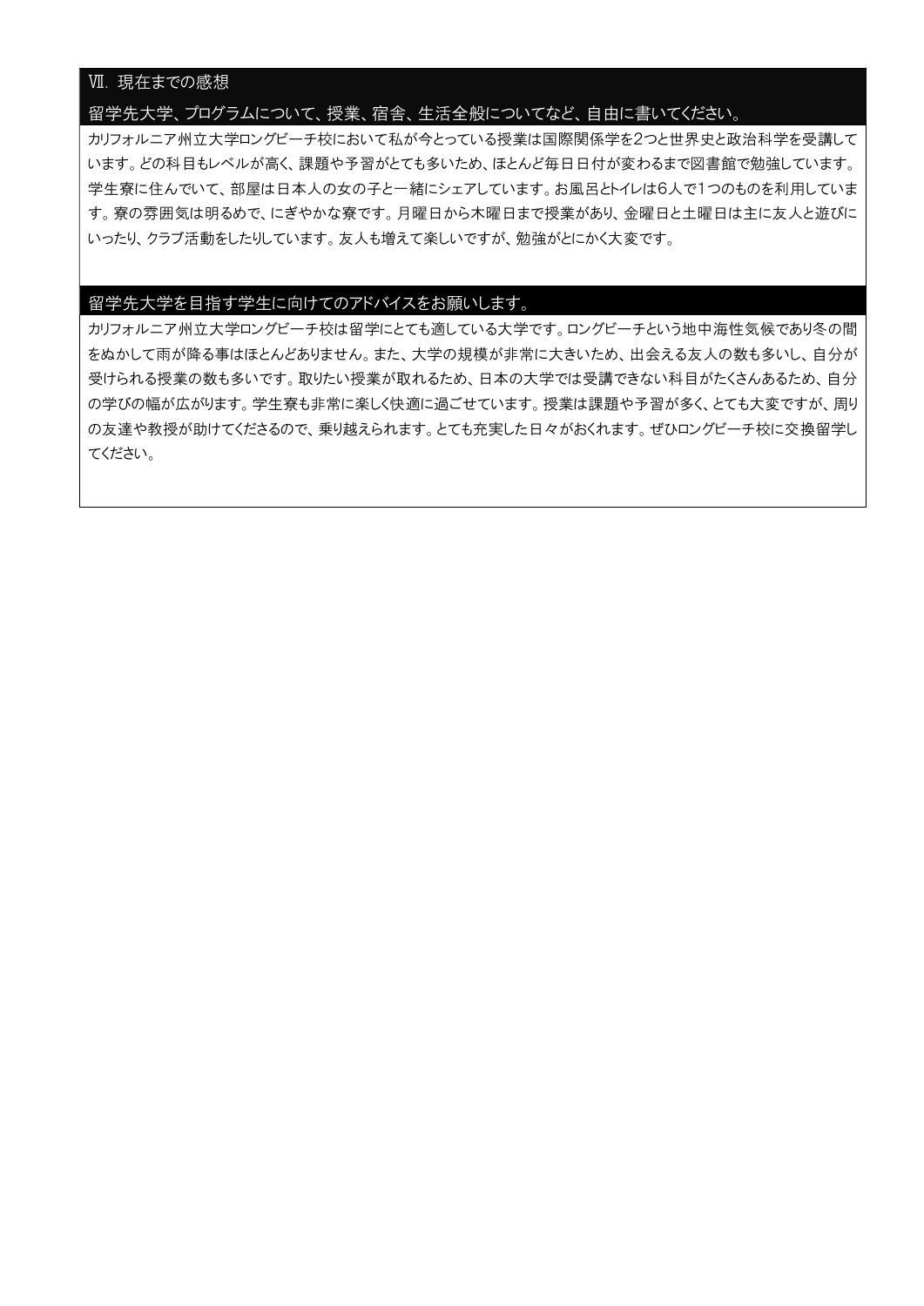## Ⅶ. 現在までの感想

### 留学先大学、プログラムについて、授業、宿舎、生活全般についてなど、自由に書いてください。

カリフォルニア州立大学ロングビーチ校において私が今とっている授業は国際関係学を2つと世界史と政治科学を受講しています。どの科目もレベルが高く、課題や予習がとても多いため、ほとんど毎日日付が変わるまで図書館で勉強しています。学生寮に住んでいて、部屋は日本人の女の子と一緒にシェアしています。お風呂とトイレは6人で1つのものを利用しています。寮の雰囲気は明るめで、にぎやかな寮です。月曜日から木曜日まで授業があり、金曜日と土曜日は主に友人と遊びにいったり、クラブ活動をしたりしています。友人も増えて楽しいですが、勉強がとにかく大変です。

### 留学先大学を目指す学生に向けてのアドバイスをお願いします。

カリフォルニア州立大学ロングビーチ校は留学にとても適している大学です。ロングビーチという地中海性気候であり冬の間をぬかして雨が降る事はほとんどありません。また、大学の規模が非常に大きいため、出会える友人の数も多いし、自分が受けられる授業の数も多いです。取りたい授業が取れるため、日本の大学では受講できない科目がたくさんあるため、自分の学びの幅が広がります。学生寮も非常に楽しく快適に過ごせています。授業は課題や予習が多く、とても大変ですが、周りの友達や教授が助けてくださるので、乗り越えられます。とても充実した日々がおくれます。ぜひロングビーチ校に交換留学してください。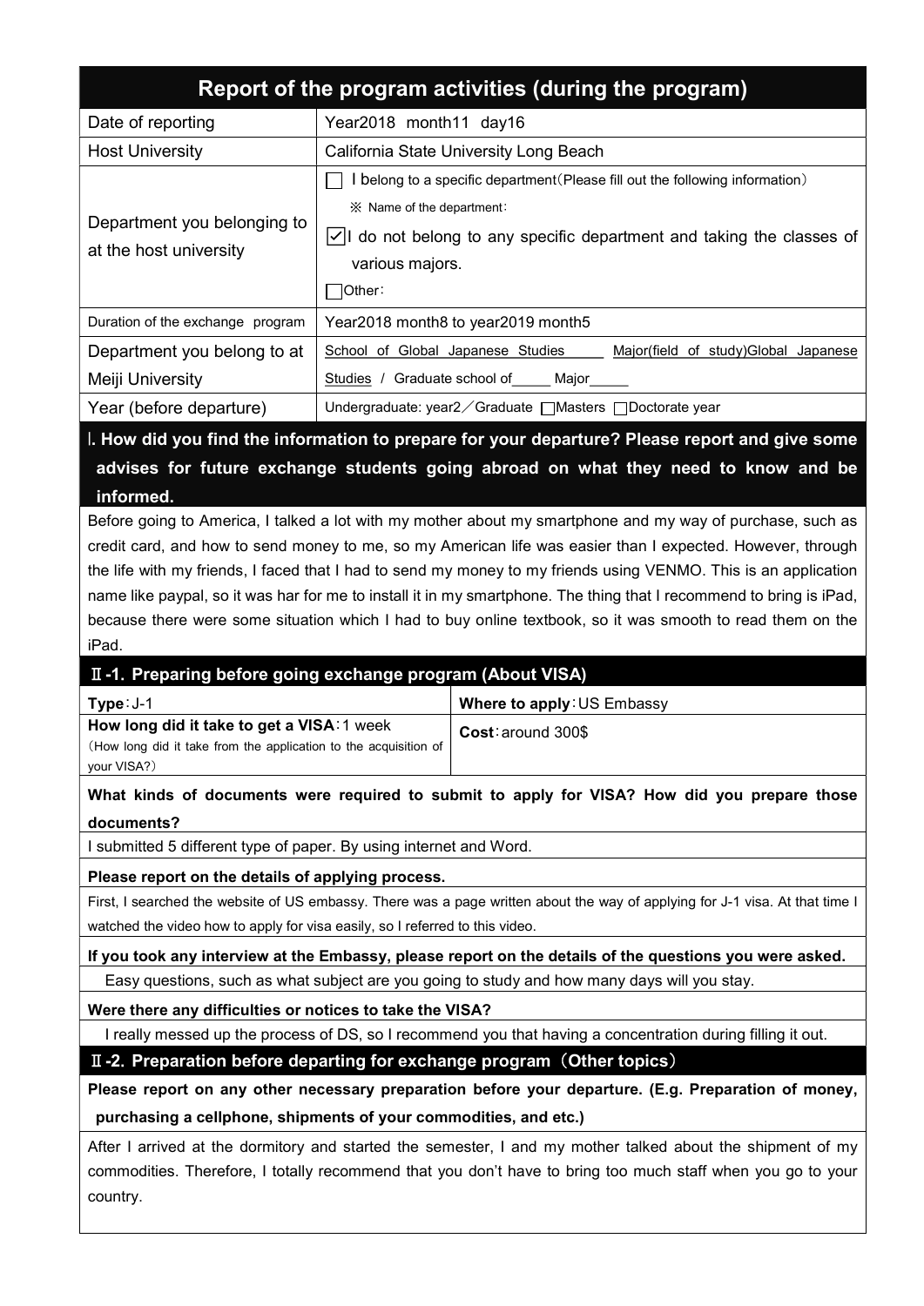# Report of the program activities (during the program)

| Date of reporting | Year2018 month11 day16 |
|---|---|
| Host University | California State University Long Beach |
| Department you belonging to at the host university | ☐ I belong to a specific department(Please fill out the following information)<br>※ Name of the department:<br>☑ I do not belong to any specific department and taking the classes of various majors.<br>☐ Other: |
| Duration of the exchange program | Year2018 month8 to year2019 month5 |
| Department you belong to at Meiji University | School of Global Japanese Studies Major(field of study)Global Japanese Studies / Graduate school of\_\_\_\_\_ Major\_\_\_\_\_ |
| Year (before departure) | Undergraduate: year2／Graduate ☐Masters ☐Doctorate year |

## Ⅰ. How did you find the information to prepare for your departure? Please report and give some advises for future exchange students going abroad on what they need to know and be informed.

Before going to America, I talked a lot with my mother about my smartphone and my way of purchase, such as credit card, and how to send money to me, so my American life was easier than I expected. However, through the life with my friends, I faced that I had to send my money to my friends using VENMO. This is an application name like paypal, so it was har for me to install it in my smartphone. The thing that I recommend to bring is iPad, because there were some situation which I had to buy online textbook, so it was smooth to read them on the iPad.

## Ⅱ-1. Preparing before going exchange program (About VISA)

| Type:J-1 | Where to apply:US Embassy |
|---|---|
| How long did it take to get a VISA:1 week<br>(How long did it take from the application to the acquisition of your VISA?) | Cost:around 300$ |

**What kinds of documents were required to submit to apply for VISA? How did you prepare those documents?**

I submitted 5 different type of paper. By using internet and Word.

**Please report on the details of applying process.**

First, I searched the website of US embassy. There was a page written about the way of applying for J-1 visa. At that time I watched the video how to apply for visa easily, so I referred to this video.

**If you took any interview at the Embassy, please report on the details of the questions you were asked.**

Easy questions, such as what subject are you going to study and how many days will you stay.

**Were there any difficulties or notices to take the VISA?**

I really messed up the process of DS, so I recommend you that having a concentration during filling it out.

## Ⅱ-2. Preparation before departing for exchange program（Other topics）

**Please report on any other necessary preparation before your departure. (E.g. Preparation of money, purchasing a cellphone, shipments of your commodities, and etc.)**

After I arrived at the dormitory and started the semester, I and my mother talked about the shipment of my commodities. Therefore, I totally recommend that you don't have to bring too much staff when you go to your country.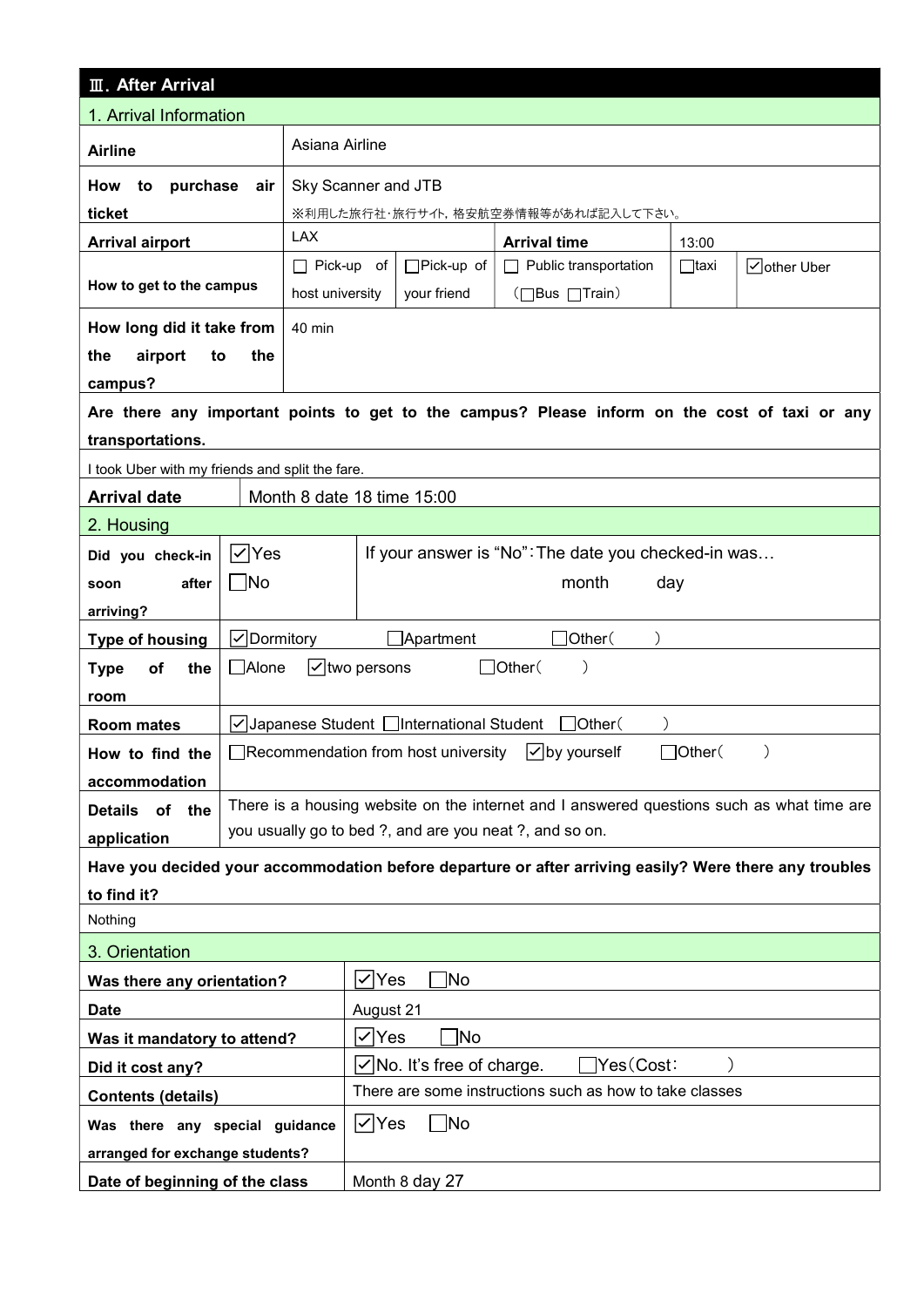## Ⅲ. After Arrival

### 1. Arrival Information

| | | | | | |
|---|---|---|---|---|---|
| **Airline** | Asiana Airline | | | | |
| **How to purchase air ticket** | Sky Scanner and JTB<br>※利用した旅行社・旅行サイト, 格安航空券情報等があれば記入して下さい。 | | | | |
| **Arrival airport** | LAX | | **Arrival time** | 13:00 | |
| **How to get to the campus** | ☐ Pick-up of host university | ☐Pick-up of your friend | ☐ Public transportation （☐Bus ☐Train） | ☐taxi | ☑other Uber |
| **How long did it take from the airport to the campus?** | 40 min | | | | |

**Are there any important points to get to the campus? Please inform on the cost of taxi or any transportations.**

I took Uber with my friends and split the fare.

| | |
|---|---|
| **Arrival date** | Month 8 date 18 time 15:00 |

### 2. Housing

| | | |
|---|---|---|
| **Did you check-in soon after arriving?** | ☑Yes ☐No | If your answer is "No"：The date you checked-in was… month day |
| **Type of housing** | ☑Dormitory ☐Apartment ☐Other（ ） | |
| **Type of the room** | ☐Alone ☑two persons ☐Other（ ） | |
| **Room mates** | ☑Japanese Student ☐International Student ☐Other（ ） | |
| **How to find the accommodation** | ☐Recommendation from host university ☑by yourself ☐Other（ ） | |
| **Details of the application** | There is a housing website on the internet and I answered questions such as what time are you usually go to bed ?, and are you neat ?, and so on. | |

**Have you decided your accommodation before departure or after arriving easily? Were there any troubles to find it?**

Nothing

### 3. Orientation

| | |
|---|---|
| **Was there any orientation?** | ☑Yes ☐No |
| **Date** | August 21 |
| **Was it mandatory to attend?** | ☑Yes ☐No |
| **Did it cost any?** | ☑No. It's free of charge. ☐Yes（Cost： ） |
| **Contents (details)** | There are some instructions such as how to take classes |
| **Was there any special guidance arranged for exchange students?** | ☑Yes ☐No |
| **Date of beginning of the class** | Month 8 day 27 |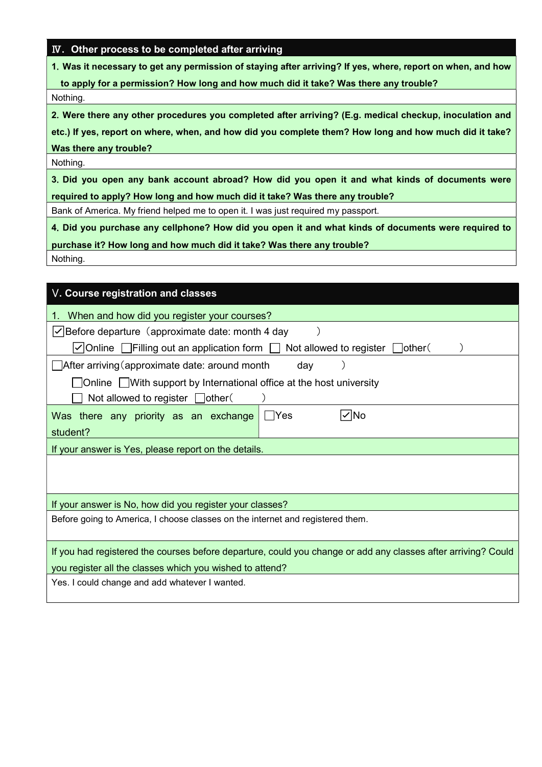## Ⅳ. Other process to be completed after arriving

**1. Was it necessary to get any permission of staying after arriving? If yes, where, report on when, and how to apply for a permission? How long and how much did it take? Was there any trouble?**

Nothing.

**2. Were there any other procedures you completed after arriving? (E.g. medical checkup, inoculation and etc.) If yes, report on where, when, and how did you complete them? How long and how much did it take? Was there any trouble?**

Nothing.

**3. Did you open any bank account abroad? How did you open it and what kinds of documents were required to apply? How long and how much did it take? Was there any trouble?**

Bank of America. My friend helped me to open it. I was just required my passport.

**4. Did you purchase any cellphone? How did you open it and what kinds of documents were required to purchase it? How long and how much did it take? Was there any trouble?**

Nothing.

## Ⅴ. Course registration and classes

1. When and how did you register your courses?

☑Before departure（approximate date: month 4 day 　　）

☑Online ☐Filling out an application form ☐ Not allowed to register ☐other（　　）

☐After arriving（approximate date: around month 　　day 　　）

☐Online ☐With support by International office at the host university

☐ Not allowed to register ☐other（　　）

| Was there any priority as an exchange student? | ☐Yes ☑No |
|---|---|

If your answer is Yes, please report on the details.

If your answer is No, how did you register your classes?

Before going to America, I choose classes on the internet and registered them.

If you had registered the courses before departure, could you change or add any classes after arriving? Could you register all the classes which you wished to attend?

Yes. I could change and add whatever I wanted.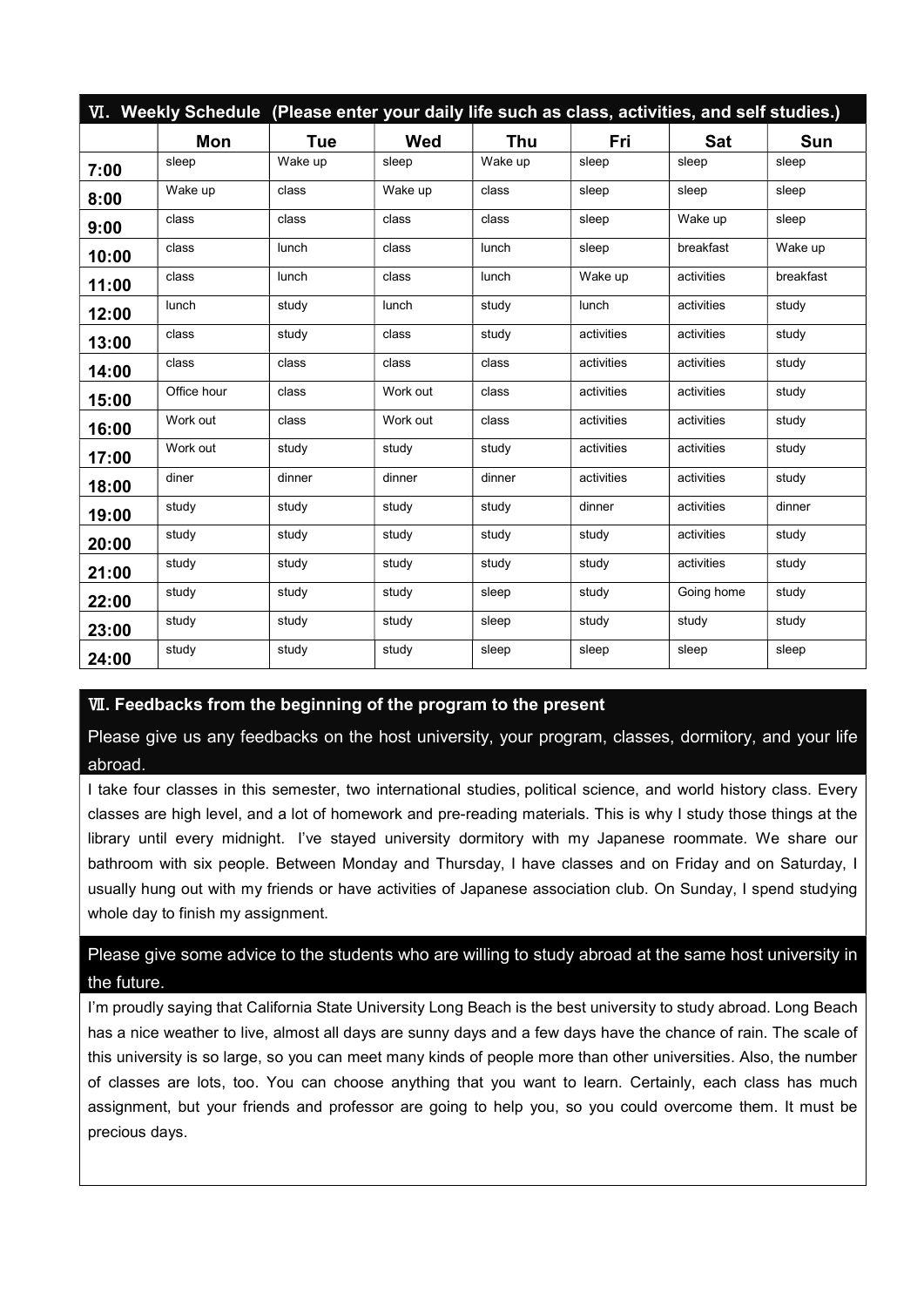## Ⅵ. Weekly Schedule (Please enter your daily life such as class, activities, and self studies.)

| | Mon | Tue | Wed | Thu | Fri | Sat | Sun |
|---|---|---|---|---|---|---|---|
| 7:00 | sleep | Wake up | sleep | Wake up | sleep | sleep | sleep |
| 8:00 | Wake up | class | Wake up | class | sleep | sleep | sleep |
| 9:00 | class | class | class | class | sleep | Wake up | sleep |
| 10:00 | class | lunch | class | lunch | sleep | breakfast | Wake up |
| 11:00 | class | lunch | class | lunch | Wake up | activities | breakfast |
| 12:00 | lunch | study | lunch | study | lunch | activities | study |
| 13:00 | class | study | class | study | activities | activities | study |
| 14:00 | class | class | class | class | activities | activities | study |
| 15:00 | Office hour | class | Work out | class | activities | activities | study |
| 16:00 | Work out | class | Work out | class | activities | activities | study |
| 17:00 | Work out | study | study | study | activities | activities | study |
| 18:00 | diner | dinner | dinner | dinner | activities | activities | study |
| 19:00 | study | study | study | study | dinner | activities | dinner |
| 20:00 | study | study | study | study | study | activities | study |
| 21:00 | study | study | study | study | study | activities | study |
| 22:00 | study | study | study | sleep | study | Going home | study |
| 23:00 | study | study | study | sleep | study | study | study |
| 24:00 | study | study | study | sleep | sleep | sleep | sleep |

## Ⅶ. Feedbacks from the beginning of the program to the present

**Please give us any feedbacks on the host university, your program, classes, dormitory, and your life abroad.**

I take four classes in this semester, two international studies, political science, and world history class. Every classes are high level, and a lot of homework and pre-reading materials. This is why I study those things at the library until every midnight. I've stayed university dormitory with my Japanese roommate. We share our bathroom with six people. Between Monday and Thursday, I have classes and on Friday and on Saturday, I usually hung out with my friends or have activities of Japanese association club. On Sunday, I spend studying whole day to finish my assignment.

**Please give some advice to the students who are willing to study abroad at the same host university in the future.**

I'm proudly saying that California State University Long Beach is the best university to study abroad. Long Beach has a nice weather to live, almost all days are sunny days and a few days have the chance of rain. The scale of this university is so large, so you can meet many kinds of people more than other universities. Also, the number of classes are lots, too. You can choose anything that you want to learn. Certainly, each class has much assignment, but your friends and professor are going to help you, so you could overcome them. It must be precious days.